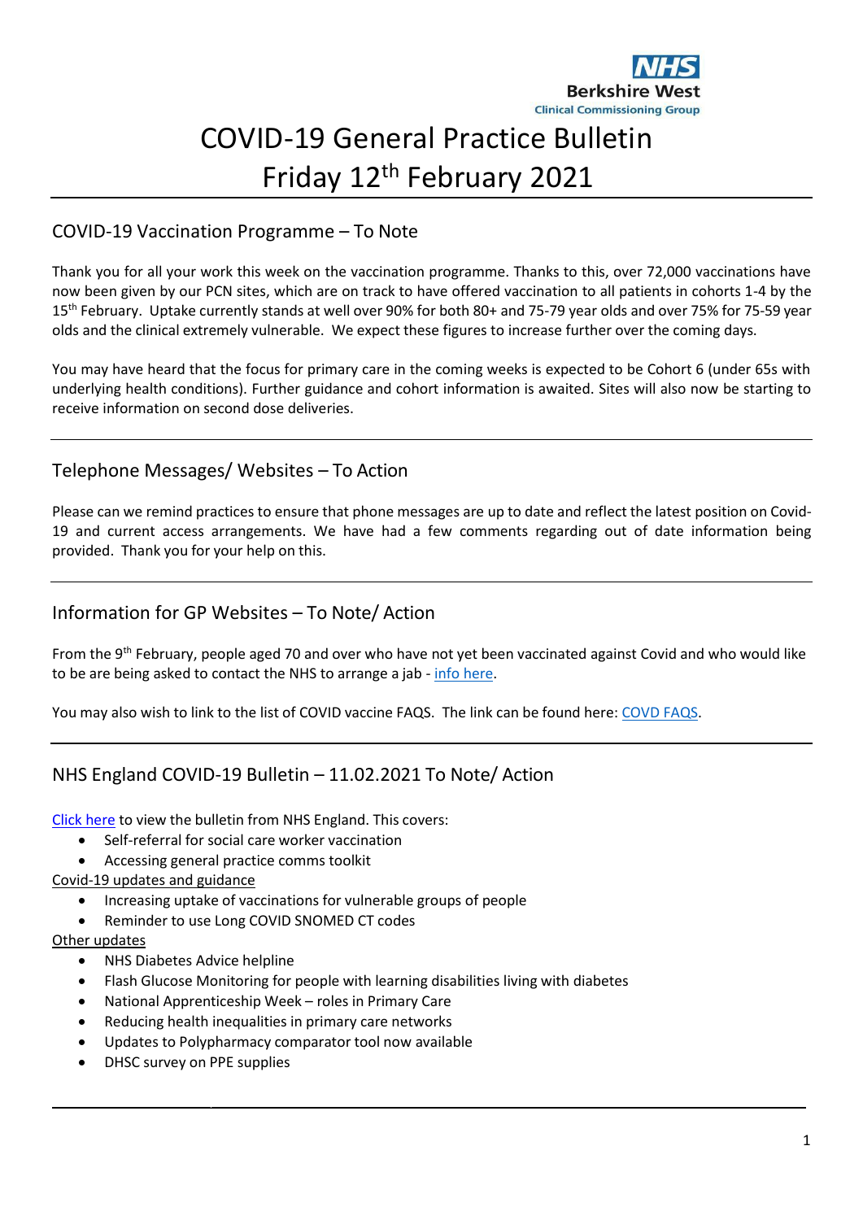Berkshire West
Clinical Commissioning Group

# COVID-19 General Practice Bulletin
# Friday 12th February 2021

## COVID-19 Vaccination Programme – To Note

Thank you for all your work this week on the vaccination programme. Thanks to this, over 72,000 vaccinations have now been given by our PCN sites, which are on track to have offered vaccination to all patients in cohorts 1-4 by the 15th February. Uptake currently stands at well over 90% for both 80+ and 75-79 year olds and over 75% for 75-59 year olds and the clinical extremely vulnerable. We expect these figures to increase further over the coming days.

You may have heard that the focus for primary care in the coming weeks is expected to be Cohort 6 (under 65s with underlying health conditions). Further guidance and cohort information is awaited. Sites will also now be starting to receive information on second dose deliveries.

---

## Telephone Messages/ Websites – To Action

Please can we remind practices to ensure that phone messages are up to date and reflect the latest position on Covid-19 and current access arrangements. We have had a few comments regarding out of date information being provided. Thank you for your help on this.

---

## Information for GP Websites – To Note/ Action

From the 9th February, people aged 70 and over who have not yet been vaccinated against Covid and who would like to be are being asked to contact the NHS to arrange a jab - info here.

You may also wish to link to the list of COVID vaccine FAQS. The link can be found here: COVD FAQS.

---

## NHS England COVID-19 Bulletin – 11.02.2021 To Note/ Action

Click here to view the bulletin from NHS England. This covers:

- Self-referral for social care worker vaccination
- Accessing general practice comms toolkit

Covid-19 updates and guidance

- Increasing uptake of vaccinations for vulnerable groups of people
- Reminder to use Long COVID SNOMED CT codes

Other updates

- NHS Diabetes Advice helpline
- Flash Glucose Monitoring for people with learning disabilities living with diabetes
- National Apprenticeship Week – roles in Primary Care
- Reducing health inequalities in primary care networks
- Updates to Polypharmacy comparator tool now available
- DHSC survey on PPE supplies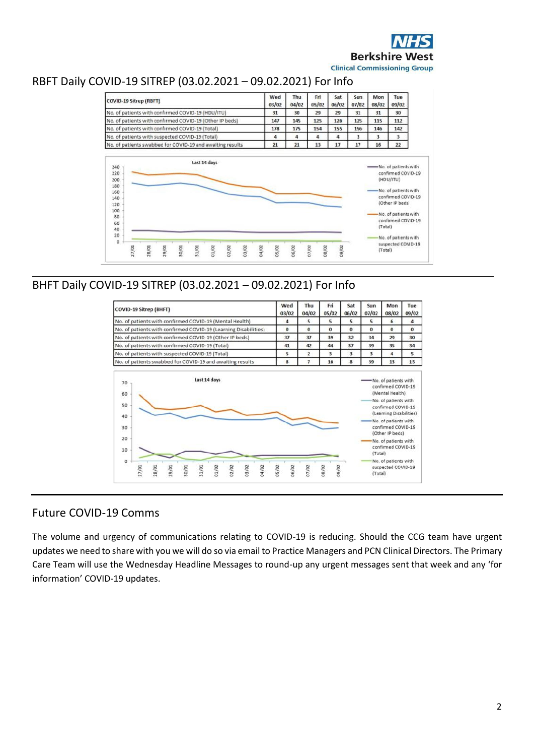## RBFT Daily COVID-19 SITREP (03.02.2021 – 09.02.2021) For Info

| COVID-19 Sitrep (RBFT) | Wed 03/02 | Thu 04/02 | Fri 05/02 | Sat 06/02 | Sun 07/02 | Mon 08/02 | Tue 09/02 |
|---|---|---|---|---|---|---|---|
| No. of patients with confirmed COVID-19 (HDU/ITU) | 31 | 30 | 29 | 29 | 31 | 31 | 30 |
| No. of patients with confirmed COVID-19 (Other IP beds) | 147 | 145 | 125 | 126 | 125 | 115 | 112 |
| No. of patients with confirmed COVID-19 (Total) | 178 | 175 | 154 | 155 | 156 | 146 | 142 |
| No. of patients with suspected COVID-19 (Total) | 4 | 4 | 4 | 4 | 3 | 3 | 3 |
| No. of patients swabbed for COVID-19 and awaiting results | 21 | 21 | 13 | 17 | 17 | 16 | 22 |

Last 14 days

240
220
200
180
160
140
120
100
80
60
40
20
0

27/01 28/01 29/01 30/01 31/01 01/02 02/02 03/02 04/02 05/02 06/02 07/02 08/02 09/02

No. of patients with confirmed COVID-19 (HDU/ITU)
No. of patients with confirmed COVID-19 (Other IP beds)
No. of patients with confirmed COVID-19 (Total)
No. of patients with suspected COVID-19 (Total)

## BHFT Daily COVID-19 SITREP (03.02.2021 – 09.02.2021) For Info

| COVID-19 Sitrep (BHFT) | Wed 03/02 | Thu 04/02 | Fri 05/02 | Sat 06/02 | Sun 07/02 | Mon 08/02 | Tue 09/02 |
|---|---|---|---|---|---|---|---|
| No. of patients with confirmed COVID-19 (Mental Health) | 4 | 5 | 5 | 5 | 5 | 6 | 4 |
| No. of patients with confirmed COVID-19 (Learning Disabilities) | 0 | 0 | 0 | 0 | 0 | 0 | 0 |
| No. of patients with confirmed COVID-19 (Other IP beds) | 37 | 37 | 39 | 32 | 34 | 29 | 30 |
| No. of patients with confirmed COVID-19 (Total) | 41 | 42 | 44 | 37 | 39 | 35 | 34 |
| No. of patients with suspected COVID-19 (Total) | 5 | 2 | 3 | 3 | 3 | 4 | 5 |
| No. of patients swabbed for COVID-19 and awaiting results | 8 | 7 | 16 | 8 | 39 | 13 | 13 |

Last 14 days

70
60
50
40
30
20
10
0

27/01 28/01 29/01 30/01 31/01 01/02 02/02 03/02 04/02 05/02 06/02 07/02 08/02 09/02

No. of patients with confirmed COVID-19 (Mental Health)
No. of patients with confirmed COVID-19 (Learning Disabilities)
No. of patients with confirmed COVID-19 (Other IP beds)
No. of patients with confirmed COVID-19 (Total)
No. of patients with suspected COVID-19 (Total)

## Future COVID-19 Comms

The volume and urgency of communications relating to COVID-19 is reducing. Should the CCG team have urgent updates we need to share with you we will do so via email to Practice Managers and PCN Clinical Directors. The Primary Care Team will use the Wednesday Headline Messages to round-up any urgent messages sent that week and any 'for information' COVID-19 updates.